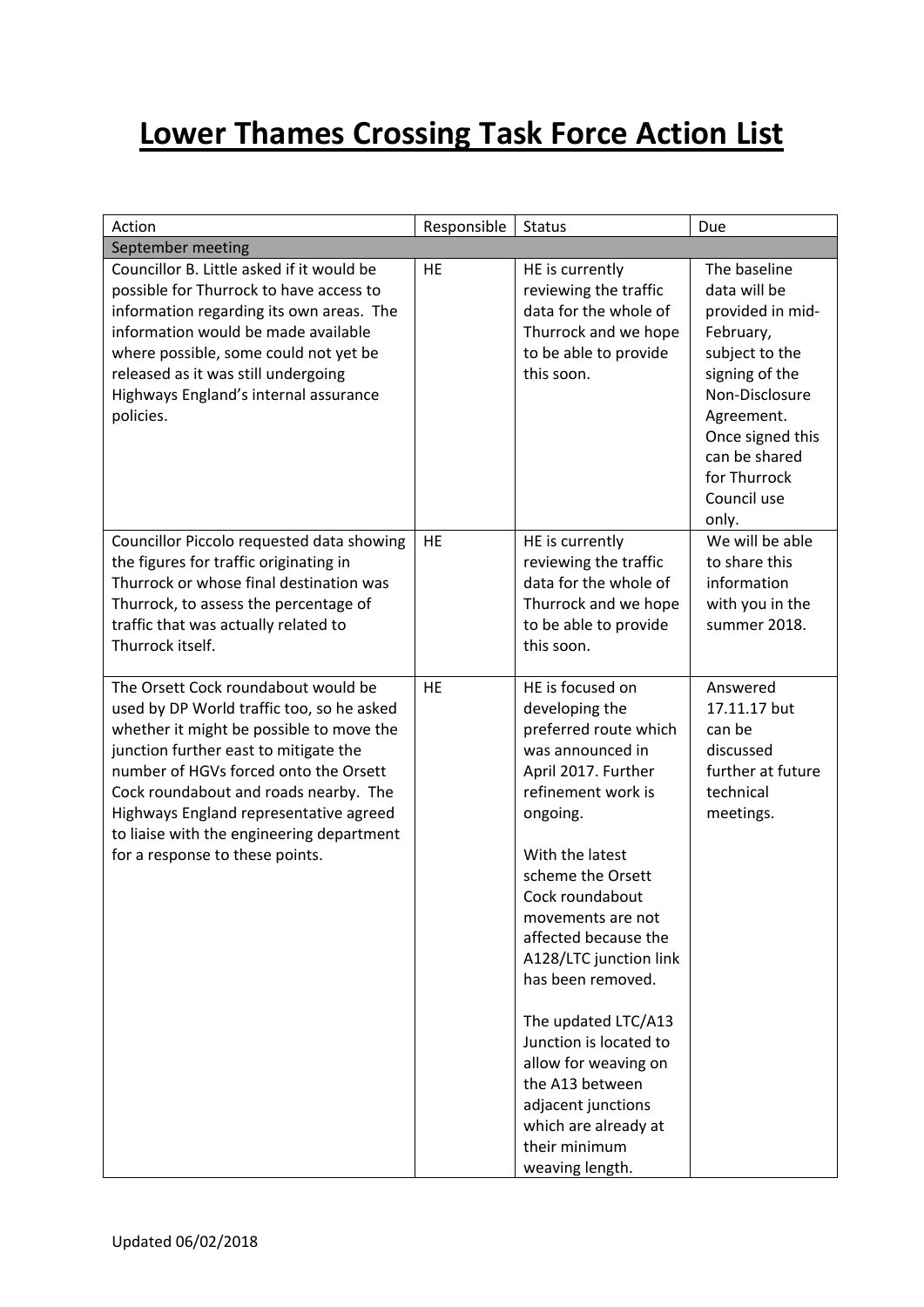# Lower Thames Crossing Task Force Action List

| Action | Responsible | Status | Due |
|---|---|---|---|
| September meeting | | | |
| Councillor B. Little asked if it would be possible for Thurrock to have access to information regarding its own areas. The information would be made available where possible, some could not yet be released as it was still undergoing Highways England's internal assurance policies. | HE | HE is currently reviewing the traffic data for the whole of Thurrock and we hope to be able to provide this soon. | The baseline data will be provided in mid-February, subject to the signing of the Non-Disclosure Agreement. Once signed this can be shared for Thurrock Council use only. |
| Councillor Piccolo requested data showing the figures for traffic originating in Thurrock or whose final destination was Thurrock, to assess the percentage of traffic that was actually related to Thurrock itself. | HE | HE is currently reviewing the traffic data for the whole of Thurrock and we hope to be able to provide this soon. | We will be able to share this information with you in the summer 2018. |
| The Orsett Cock roundabout would be used by DP World traffic too, so he asked whether it might be possible to move the junction further east to mitigate the number of HGVs forced onto the Orsett Cock roundabout and roads nearby. The Highways England representative agreed to liaise with the engineering department for a response to these points. | HE | HE is focused on developing the preferred route which was announced in April 2017. Further refinement work is ongoing.<br><br>With the latest scheme the Orsett Cock roundabout movements are not affected because the A128/LTC junction link has been removed.<br><br>The updated LTC/A13 Junction is located to allow for weaving on the A13 between adjacent junctions which are already at their minimum weaving length. | Answered 17.11.17 but can be discussed further at future technical meetings. |

Updated 06/02/2018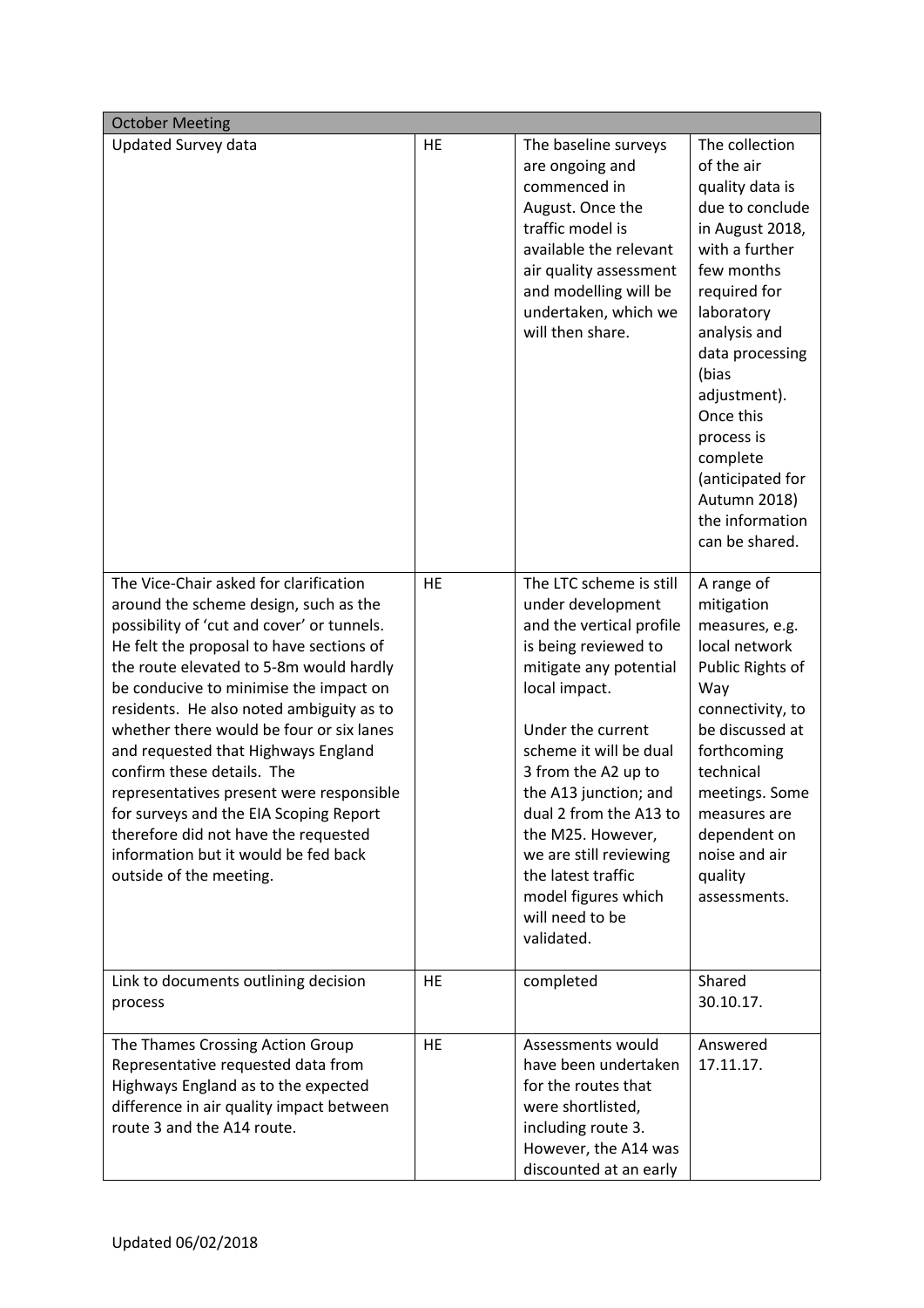| October Meeting | | | |
|---|---|---|---|
| Updated Survey data | HE | The baseline surveys are ongoing and commenced in August. Once the traffic model is available the relevant air quality assessment and modelling will be undertaken, which we will then share. | The collection of the air quality data is due to conclude in August 2018, with a further few months required for laboratory analysis and data processing (bias adjustment). Once this process is complete (anticipated for Autumn 2018) the information can be shared. |
| The Vice-Chair asked for clarification around the scheme design, such as the possibility of 'cut and cover' or tunnels. He felt the proposal to have sections of the route elevated to 5-8m would hardly be conducive to minimise the impact on residents. He also noted ambiguity as to whether there would be four or six lanes and requested that Highways England confirm these details. The representatives present were responsible for surveys and the EIA Scoping Report therefore did not have the requested information but it would be fed back outside of the meeting. | HE | The LTC scheme is still under development and the vertical profile is being reviewed to mitigate any potential local impact.<br><br>Under the current scheme it will be dual 3 from the A2 up to the A13 junction; and dual 2 from the A13 to the M25. However, we are still reviewing the latest traffic model figures which will need to be validated. | A range of mitigation measures, e.g. local network Public Rights of Way connectivity, to be discussed at forthcoming technical meetings. Some measures are dependent on noise and air quality assessments. |
| Link to documents outlining decision process | HE | completed | Shared 30.10.17. |
| The Thames Crossing Action Group Representative requested data from Highways England as to the expected difference in air quality impact between route 3 and the A14 route. | HE | Assessments would have been undertaken for the routes that were shortlisted, including route 3. However, the A14 was discounted at an early | Answered 17.11.17. |

Updated 06/02/2018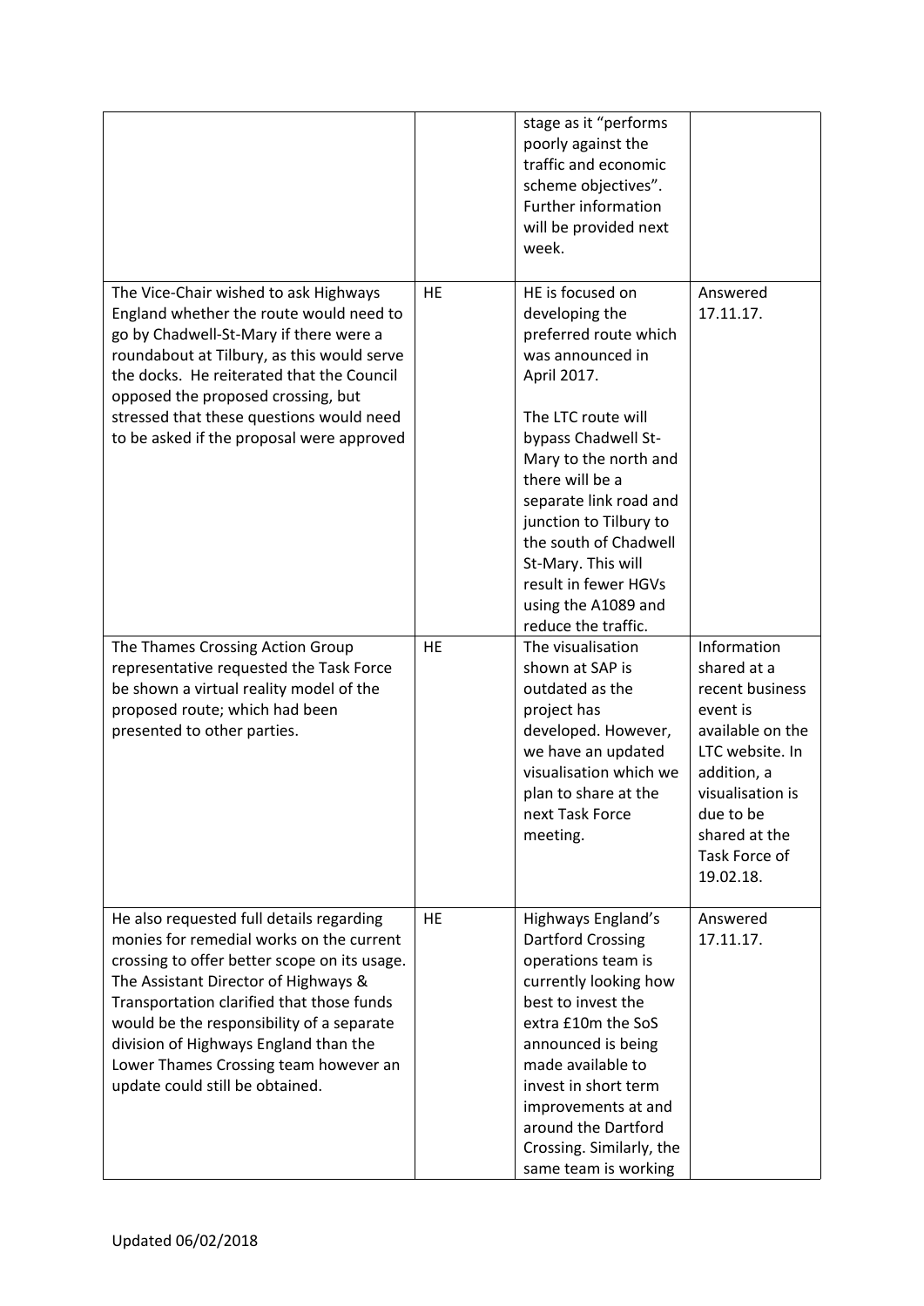| | | | |
|---|---|---|---|
| | | stage as it "performs poorly against the traffic and economic scheme objectives". Further information will be provided next week. | |
| The Vice-Chair wished to ask Highways England whether the route would need to go by Chadwell-St-Mary if there were a roundabout at Tilbury, as this would serve the docks. He reiterated that the Council opposed the proposed crossing, but stressed that these questions would need to be asked if the proposal were approved | HE | HE is focused on developing the preferred route which was announced in April 2017.<br><br>The LTC route will bypass Chadwell St-Mary to the north and there will be a separate link road and junction to Tilbury to the south of Chadwell St-Mary. This will result in fewer HGVs using the A1089 and reduce the traffic. | Answered 17.11.17. |
| The Thames Crossing Action Group representative requested the Task Force be shown a virtual reality model of the proposed route; which had been presented to other parties. | HE | The visualisation shown at SAP is outdated as the project has developed. However, we have an updated visualisation which we plan to share at the next Task Force meeting. | Information shared at a recent business event is available on the LTC website. In addition, a visualisation is due to be shared at the Task Force of 19.02.18. |
| He also requested full details regarding monies for remedial works on the current crossing to offer better scope on its usage. The Assistant Director of Highways & Transportation clarified that those funds would be the responsibility of a separate division of Highways England than the Lower Thames Crossing team however an update could still be obtained. | HE | Highways England's Dartford Crossing operations team is currently looking how best to invest the extra £10m the SoS announced is being made available to invest in short term improvements at and around the Dartford Crossing. Similarly, the same team is working | Answered 17.11.17. |

Updated 06/02/2018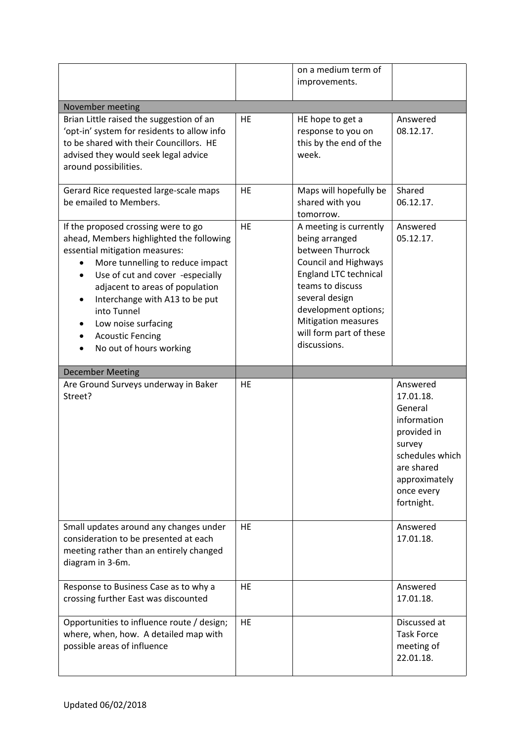| | | | |
|---|---|---|---|
| | | on a medium term of improvements. | |
| November meeting | | | |
| Brian Little raised the suggestion of an 'opt-in' system for residents to allow info to be shared with their Councillors. HE advised they would seek legal advice around possibilities. | HE | HE hope to get a response to you on this by the end of the week. | Answered 08.12.17. |
| Gerard Rice requested large-scale maps be emailed to Members. | HE | Maps will hopefully be shared with you tomorrow. | Shared 06.12.17. |
| If the proposed crossing were to go ahead, Members highlighted the following essential mitigation measures:<br>• More tunnelling to reduce impact<br>• Use of cut and cover -especially adjacent to areas of population<br>• Interchange with A13 to be put into Tunnel<br>• Low noise surfacing<br>• Acoustic Fencing<br>• No out of hours working | HE | A meeting is currently being arranged between Thurrock Council and Highways England LTC technical teams to discuss several design development options; Mitigation measures will form part of these discussions. | Answered 05.12.17. |
| December Meeting | | | |
| Are Ground Surveys underway in Baker Street? | HE | | Answered 17.01.18. General information provided in survey schedules which are shared approximately once every fortnight. |
| Small updates around any changes under consideration to be presented at each meeting rather than an entirely changed diagram in 3-6m. | HE | | Answered 17.01.18. |
| Response to Business Case as to why a crossing further East was discounted | HE | | Answered 17.01.18. |
| Opportunities to influence route / design; where, when, how. A detailed map with possible areas of influence | HE | | Discussed at Task Force meeting of 22.01.18. |

Updated 06/02/2018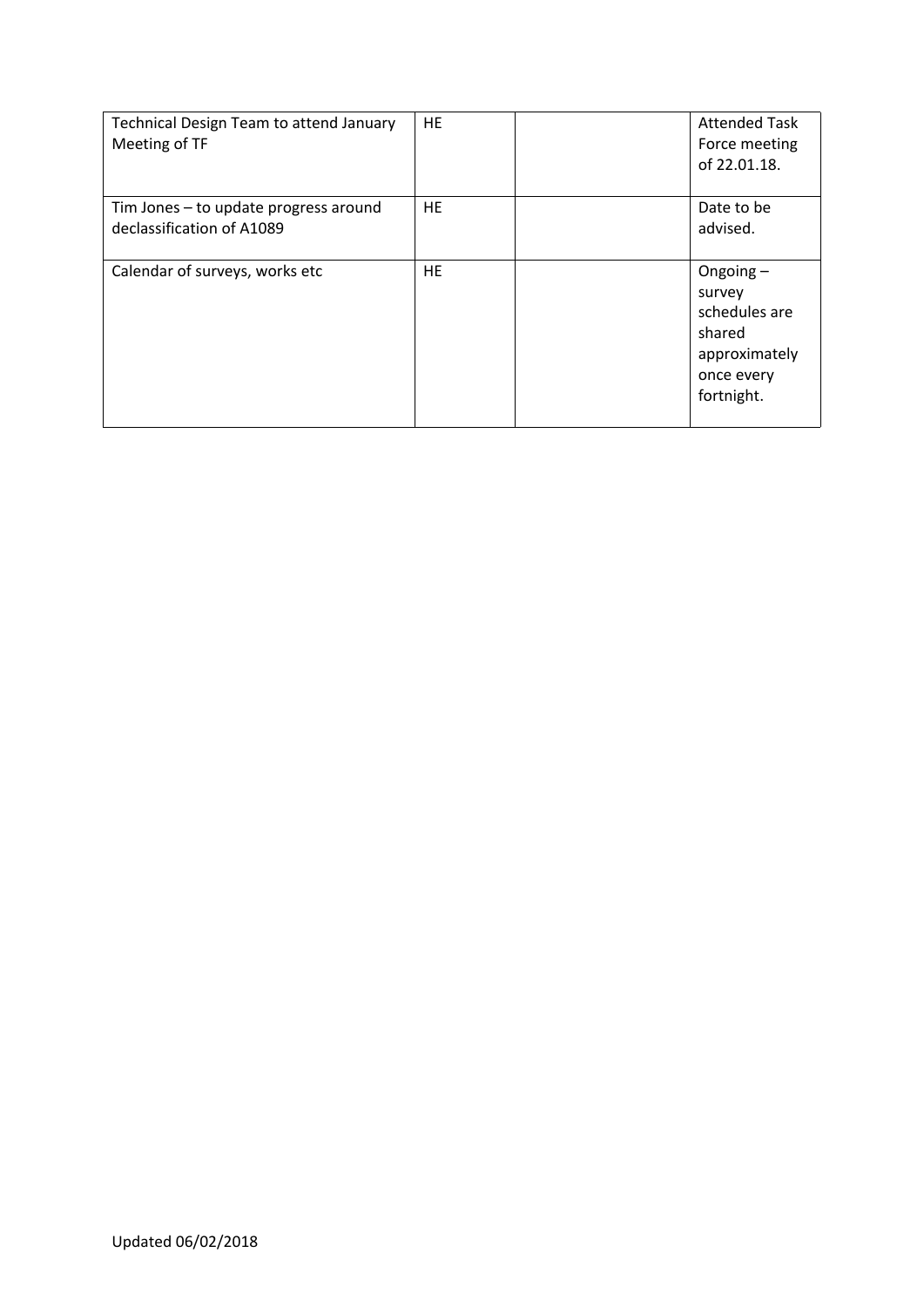| | | | |
|---|---|---|---|
| Technical Design Team to attend January Meeting of TF | HE | | Attended Task Force meeting of 22.01.18. |
| Tim Jones – to update progress around declassification of A1089 | HE | | Date to be advised. |
| Calendar of surveys, works etc | HE | | Ongoing – survey schedules are shared approximately once every fortnight. |

Updated 06/02/2018